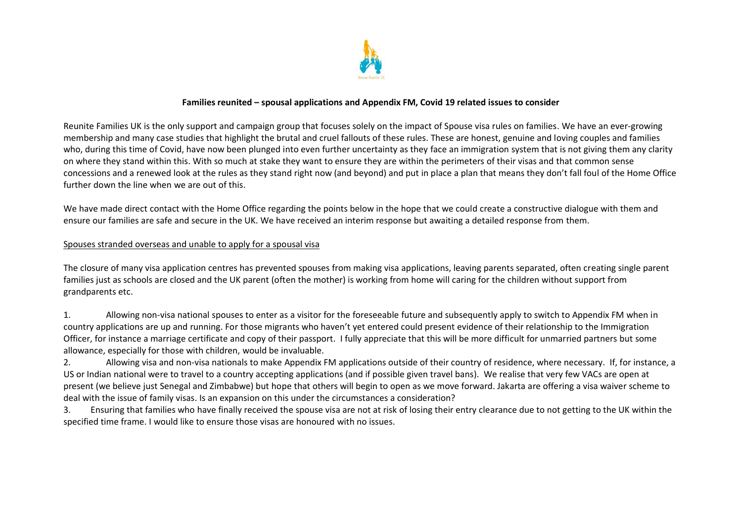**Families reunited – spousal applications and Appendix FM, Covid 19 related issues to consider**

Reunite Families UK is the only support and campaign group that focuses solely on the impact of Spouse visa rules on families. We have an ever-growing membership and many case studies that highlight the brutal and cruel fallouts of these rules. These are honest, genuine and loving couples and families who, during this time of Covid, have now been plunged into even further uncertainty as they face an immigration system that is not giving them any clarity on where they stand within this. With so much at stake they want to ensure they are within the perimeters of their visas and that common sense concessions and a renewed look at the rules as they stand right now (and beyond) and put in place a plan that means they don't fall foul of the Home Office further down the line when we are out of this.

We have made direct contact with the Home Office regarding the points below in the hope that we could create a constructive dialogue with them and ensure our families are safe and secure in the UK. We have received an interim response but awaiting a detailed response from them.

Spouses stranded overseas and unable to apply for a spousal visa

The closure of many visa application centres has prevented spouses from making visa applications, leaving parents separated, often creating single parent families just as schools are closed and the UK parent (often the mother) is working from home will caring for the children without support from grandparents etc.

1. Allowing non-visa national spouses to enter as a visitor for the foreseeable future and subsequently apply to switch to Appendix FM when in country applications are up and running. For those migrants who haven't yet entered could present evidence of their relationship to the Immigration Officer, for instance a marriage certificate and copy of their passport. I fully appreciate that this will be more difficult for unmarried partners but some allowance, especially for those with children, would be invaluable.
2. Allowing visa and non-visa nationals to make Appendix FM applications outside of their country of residence, where necessary. If, for instance, a US or Indian national were to travel to a country accepting applications (and if possible given travel bans). We realise that very few VACs are open at present (we believe just Senegal and Zimbabwe) but hope that others will begin to open as we move forward. Jakarta are offering a visa waiver scheme to deal with the issue of family visas. Is an expansion on this under the circumstances a consideration?
3. Ensuring that families who have finally received the spouse visa are not at risk of losing their entry clearance due to not getting to the UK within the specified time frame. I would like to ensure those visas are honoured with no issues.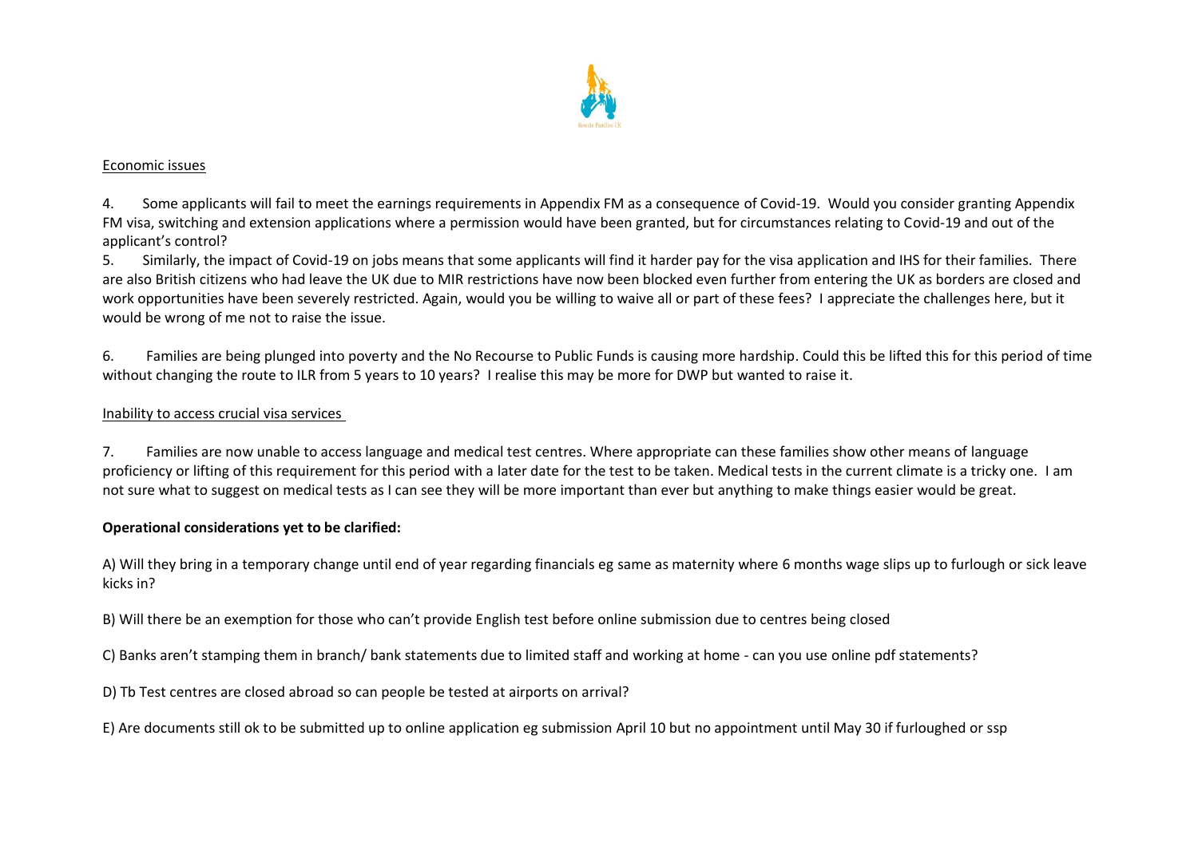<u>Economic issues</u>

4. Some applicants will fail to meet the earnings requirements in Appendix FM as a consequence of Covid-19. Would you consider granting Appendix FM visa, switching and extension applications where a permission would have been granted, but for circumstances relating to Covid-19 and out of the applicant's control?

5. Similarly, the impact of Covid-19 on jobs means that some applicants will find it harder pay for the visa application and IHS for their families. There are also British citizens who had leave the UK due to MIR restrictions have now been blocked even further from entering the UK as borders are closed and work opportunities have been severely restricted. Again, would you be willing to waive all or part of these fees? I appreciate the challenges here, but it would be wrong of me not to raise the issue.

6. Families are being plunged into poverty and the No Recourse to Public Funds is causing more hardship. Could this be lifted this for this period of time without changing the route to ILR from 5 years to 10 years? I realise this may be more for DWP but wanted to raise it.

<u>Inability to access crucial visa services</u>

7. Families are now unable to access language and medical test centres. Where appropriate can these families show other means of language proficiency or lifting of this requirement for this period with a later date for the test to be taken. Medical tests in the current climate is a tricky one. I am not sure what to suggest on medical tests as I can see they will be more important than ever but anything to make things easier would be great.

**Operational considerations yet to be clarified:**

A) Will they bring in a temporary change until end of year regarding financials eg same as maternity where 6 months wage slips up to furlough or sick leave kicks in?

B) Will there be an exemption for those who can't provide English test before online submission due to centres being closed

C) Banks aren't stamping them in branch/ bank statements due to limited staff and working at home - can you use online pdf statements?

D) Tb Test centres are closed abroad so can people be tested at airports on arrival?

E) Are documents still ok to be submitted up to online application eg submission April 10 but no appointment until May 30 if furloughed or ssp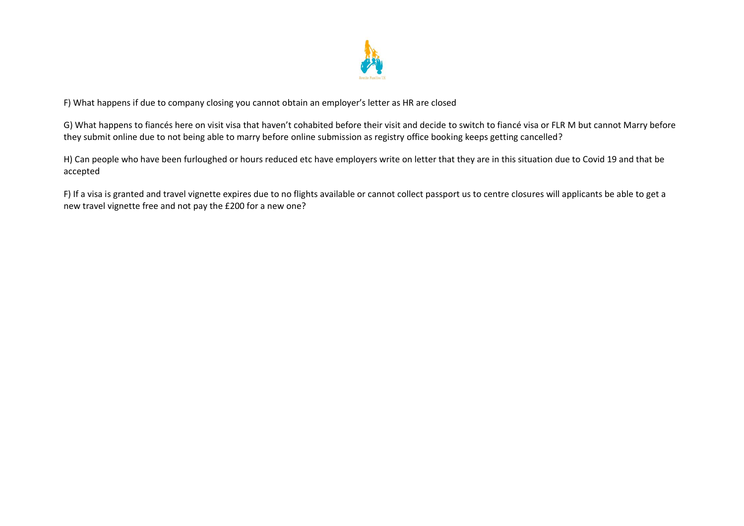F) What happens if due to company closing you cannot obtain an employer's letter as HR are closed

G) What happens to fiancés here on visit visa that haven't cohabited before their visit and decide to switch to fiancé visa or FLR M but cannot Marry before they submit online due to not being able to marry before online submission as registry office booking keeps getting cancelled?

H) Can people who have been furloughed or hours reduced etc have employers write on letter that they are in this situation due to Covid 19 and that be accepted

F) If a visa is granted and travel vignette expires due to no flights available or cannot collect passport us to centre closures will applicants be able to get a new travel vignette free and not pay the £200 for a new one?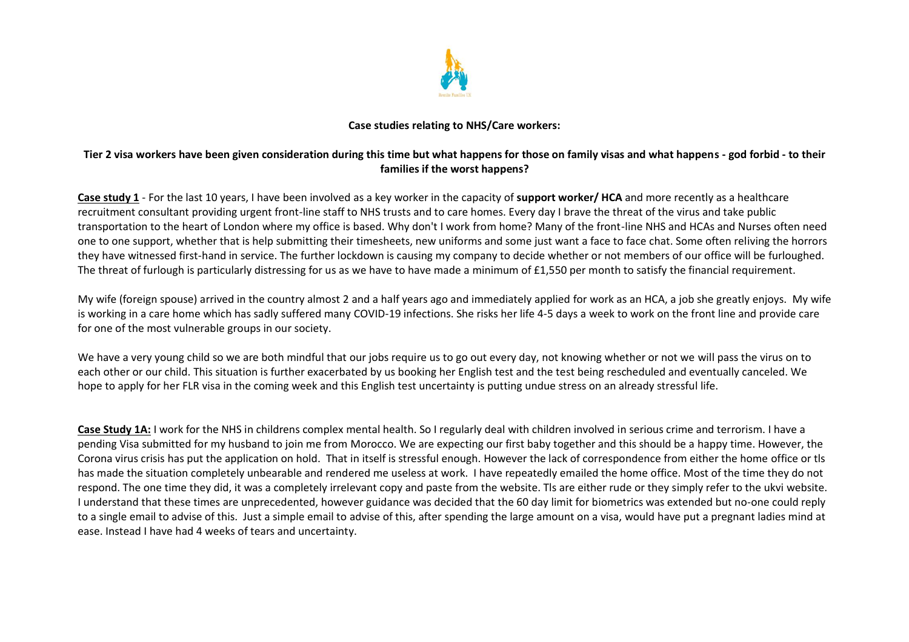**Case studies relating to NHS/Care workers:**

**Tier 2 visa workers have been given consideration during this time but what happens for those on family visas and what happens - god forbid - to their families if the worst happens?**

**Case study 1** - For the last 10 years, I have been involved as a key worker in the capacity of **support worker/ HCA** and more recently as a healthcare recruitment consultant providing urgent front-line staff to NHS trusts and to care homes. Every day I brave the threat of the virus and take public transportation to the heart of London where my office is based. Why don't I work from home? Many of the front-line NHS and HCAs and Nurses often need one to one support, whether that is help submitting their timesheets, new uniforms and some just want a face to face chat. Some often reliving the horrors they have witnessed first-hand in service. The further lockdown is causing my company to decide whether or not members of our office will be furloughed. The threat of furlough is particularly distressing for us as we have to have made a minimum of £1,550 per month to satisfy the financial requirement.

My wife (foreign spouse) arrived in the country almost 2 and a half years ago and immediately applied for work as an HCA, a job she greatly enjoys. My wife is working in a care home which has sadly suffered many COVID-19 infections. She risks her life 4-5 days a week to work on the front line and provide care for one of the most vulnerable groups in our society.

We have a very young child so we are both mindful that our jobs require us to go out every day, not knowing whether or not we will pass the virus on to each other or our child. This situation is further exacerbated by us booking her English test and the test being rescheduled and eventually canceled. We hope to apply for her FLR visa in the coming week and this English test uncertainty is putting undue stress on an already stressful life.

**Case Study 1A:** I work for the NHS in childrens complex mental health. So I regularly deal with children involved in serious crime and terrorism. I have a pending Visa submitted for my husband to join me from Morocco. We are expecting our first baby together and this should be a happy time. However, the Corona virus crisis has put the application on hold. That in itself is stressful enough. However the lack of correspondence from either the home office or tls has made the situation completely unbearable and rendered me useless at work. I have repeatedly emailed the home office. Most of the time they do not respond. The one time they did, it was a completely irrelevant copy and paste from the website. Tls are either rude or they simply refer to the ukvi website. I understand that these times are unprecedented, however guidance was decided that the 60 day limit for biometrics was extended but no-one could reply to a single email to advise of this. Just a simple email to advise of this, after spending the large amount on a visa, would have put a pregnant ladies mind at ease. Instead I have had 4 weeks of tears and uncertainty.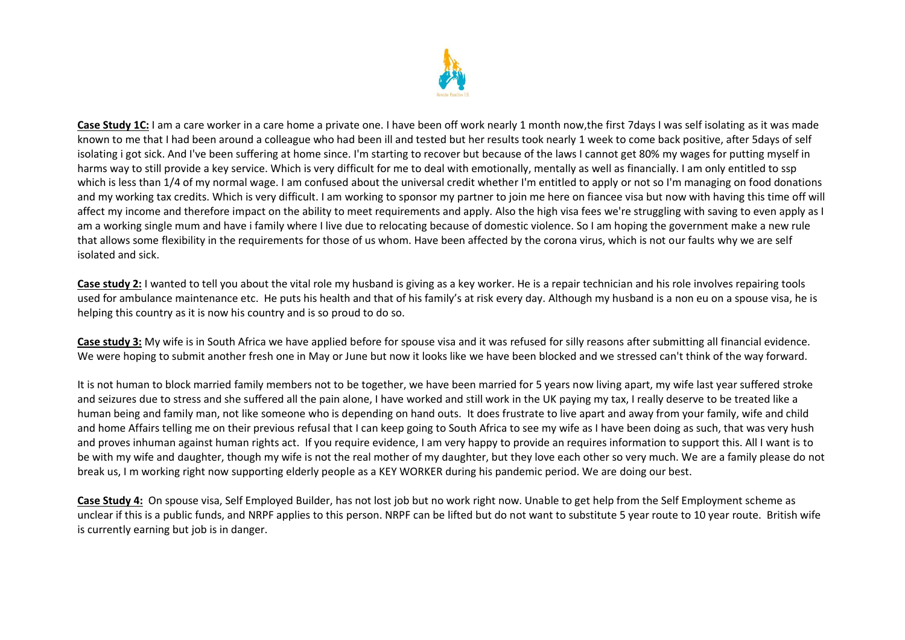**Case Study 1C:** I am a care worker in a care home a private one. I have been off work nearly 1 month now,the first 7days I was self isolating as it was made known to me that I had been around a colleague who had been ill and tested but her results took nearly 1 week to come back positive, after 5days of self isolating i got sick. And I've been suffering at home since. I'm starting to recover but because of the laws I cannot get 80% my wages for putting myself in harms way to still provide a key service. Which is very difficult for me to deal with emotionally, mentally as well as financially. I am only entitled to ssp which is less than 1/4 of my normal wage. I am confused about the universal credit whether I'm entitled to apply or not so I'm managing on food donations and my working tax credits. Which is very difficult. I am working to sponsor my partner to join me here on fiancee visa but now with having this time off will affect my income and therefore impact on the ability to meet requirements and apply. Also the high visa fees we're struggling with saving to even apply as I am a working single mum and have i family where I live due to relocating because of domestic violence. So I am hoping the government make a new rule that allows some flexibility in the requirements for those of us whom. Have been affected by the corona virus, which is not our faults why we are self isolated and sick.

**Case study 2:** I wanted to tell you about the vital role my husband is giving as a key worker. He is a repair technician and his role involves repairing tools used for ambulance maintenance etc. He puts his health and that of his family's at risk every day. Although my husband is a non eu on a spouse visa, he is helping this country as it is now his country and is so proud to do so.

**Case study 3:** My wife is in South Africa we have applied before for spouse visa and it was refused for silly reasons after submitting all financial evidence. We were hoping to submit another fresh one in May or June but now it looks like we have been blocked and we stressed can't think of the way forward.

It is not human to block married family members not to be together, we have been married for 5 years now living apart, my wife last year suffered stroke and seizures due to stress and she suffered all the pain alone, I have worked and still work in the UK paying my tax, I really deserve to be treated like a human being and family man, not like someone who is depending on hand outs. It does frustrate to live apart and away from your family, wife and child and home Affairs telling me on their previous refusal that I can keep going to South Africa to see my wife as I have been doing as such, that was very hush and proves inhuman against human rights act. If you require evidence, I am very happy to provide an requires information to support this. All I want is to be with my wife and daughter, though my wife is not the real mother of my daughter, but they love each other so very much. We are a family please do not break us, I m working right now supporting elderly people as a KEY WORKER during his pandemic period. We are doing our best.

**Case Study 4:** On spouse visa, Self Employed Builder, has not lost job but no work right now. Unable to get help from the Self Employment scheme as unclear if this is a public funds, and NRPF applies to this person. NRPF can be lifted but do not want to substitute 5 year route to 10 year route. British wife is currently earning but job is in danger.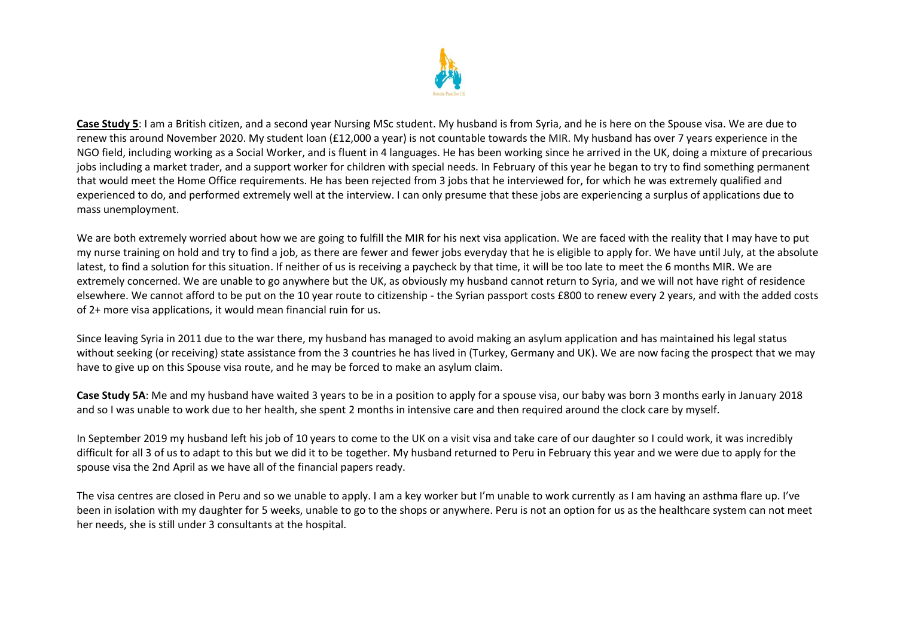**Case Study 5**: I am a British citizen, and a second year Nursing MSc student. My husband is from Syria, and he is here on the Spouse visa. We are due to renew this around November 2020. My student loan (£12,000 a year) is not countable towards the MIR. My husband has over 7 years experience in the NGO field, including working as a Social Worker, and is fluent in 4 languages. He has been working since he arrived in the UK, doing a mixture of precarious jobs including a market trader, and a support worker for children with special needs. In February of this year he began to try to find something permanent that would meet the Home Office requirements. He has been rejected from 3 jobs that he interviewed for, for which he was extremely qualified and experienced to do, and performed extremely well at the interview. I can only presume that these jobs are experiencing a surplus of applications due to mass unemployment.

We are both extremely worried about how we are going to fulfill the MIR for his next visa application. We are faced with the reality that I may have to put my nurse training on hold and try to find a job, as there are fewer and fewer jobs everyday that he is eligible to apply for. We have until July, at the absolute latest, to find a solution for this situation. If neither of us is receiving a paycheck by that time, it will be too late to meet the 6 months MIR. We are extremely concerned. We are unable to go anywhere but the UK, as obviously my husband cannot return to Syria, and we will not have right of residence elsewhere. We cannot afford to be put on the 10 year route to citizenship - the Syrian passport costs £800 to renew every 2 years, and with the added costs of 2+ more visa applications, it would mean financial ruin for us.

Since leaving Syria in 2011 due to the war there, my husband has managed to avoid making an asylum application and has maintained his legal status without seeking (or receiving) state assistance from the 3 countries he has lived in (Turkey, Germany and UK). We are now facing the prospect that we may have to give up on this Spouse visa route, and he may be forced to make an asylum claim.

**Case Study 5A**: Me and my husband have waited 3 years to be in a position to apply for a spouse visa, our baby was born 3 months early in January 2018 and so I was unable to work due to her health, she spent 2 months in intensive care and then required around the clock care by myself.

In September 2019 my husband left his job of 10 years to come to the UK on a visit visa and take care of our daughter so I could work, it was incredibly difficult for all 3 of us to adapt to this but we did it to be together. My husband returned to Peru in February this year and we were due to apply for the spouse visa the 2nd April as we have all of the financial papers ready.

The visa centres are closed in Peru and so we unable to apply. I am a key worker but I'm unable to work currently as I am having an asthma flare up. I've been in isolation with my daughter for 5 weeks, unable to go to the shops or anywhere. Peru is not an option for us as the healthcare system can not meet her needs, she is still under 3 consultants at the hospital.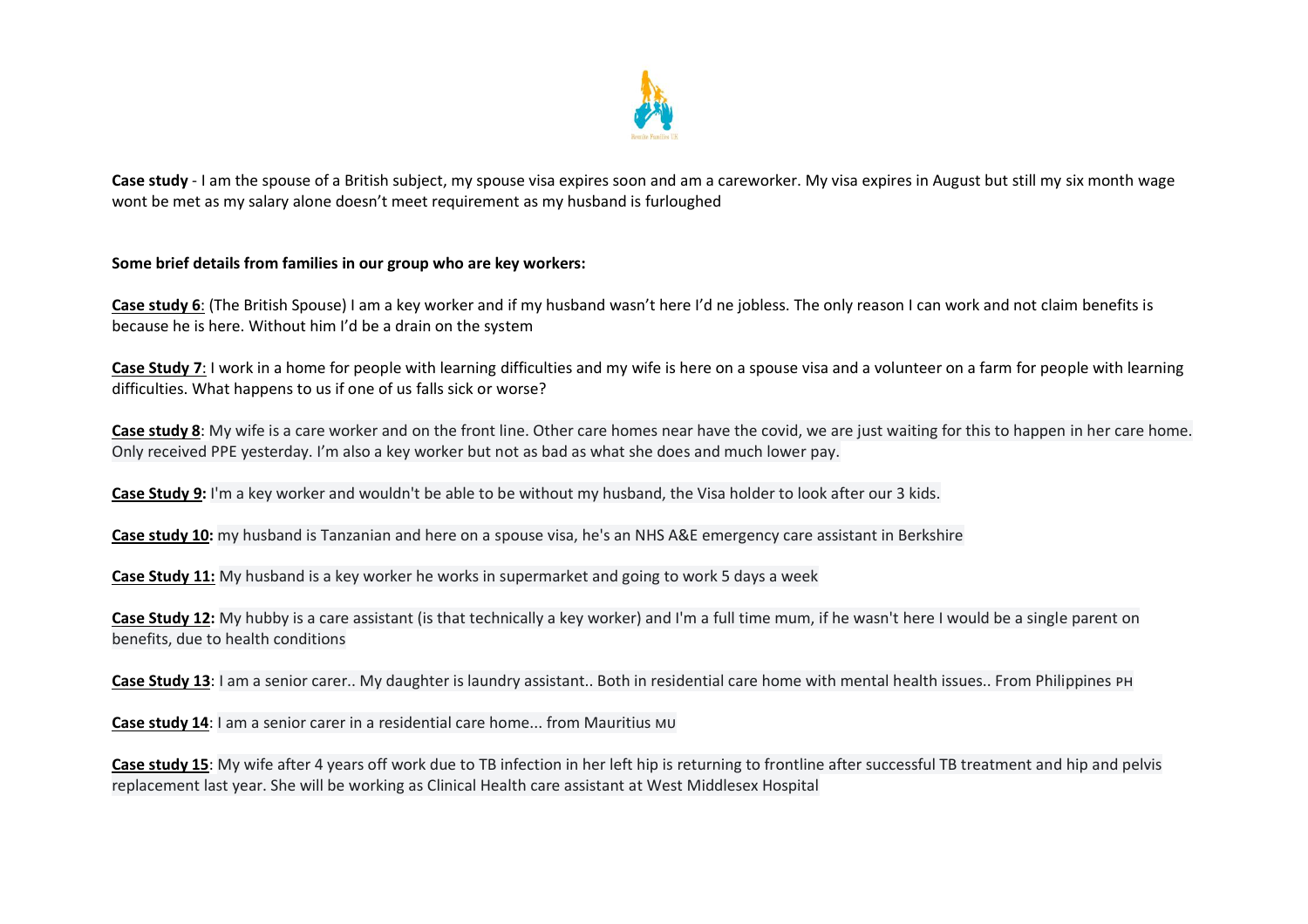**Case study** - I am the spouse of a British subject, my spouse visa expires soon and am a careworker. My visa expires in August but still my six month wage wont be met as my salary alone doesn't meet requirement as my husband is furloughed

**Some brief details from families in our group who are key workers:**

**Case study 6**: (The British Spouse) I am a key worker and if my husband wasn't here I'd ne jobless. The only reason I can work and not claim benefits is because he is here. Without him I'd be a drain on the system

**Case Study 7**: I work in a home for people with learning difficulties and my wife is here on a spouse visa and a volunteer on a farm for people with learning difficulties. What happens to us if one of us falls sick or worse?

**Case study 8**: My wife is a care worker and on the front line. Other care homes near have the covid, we are just waiting for this to happen in her care home. Only received PPE yesterday. I'm also a key worker but not as bad as what she does and much lower pay.

**Case Study 9:** I'm a key worker and wouldn't be able to be without my husband, the Visa holder to look after our 3 kids.

**Case study 10:** my husband is Tanzanian and here on a spouse visa, he's an NHS A&E emergency care assistant in Berkshire

**Case Study 11:** My husband is a key worker he works in supermarket and going to work 5 days a week

**Case Study 12:** My hubby is a care assistant (is that technically a key worker) and I'm a full time mum, if he wasn't here I would be a single parent on benefits, due to health conditions

**Case Study 13**: I am a senior carer.. My daughter is laundry assistant.. Both in residential care home with mental health issues.. From Philippines PH

**Case study 14**: I am a senior carer in a residential care home... from Mauritius MU

**Case study 15**: My wife after 4 years off work due to TB infection in her left hip is returning to frontline after successful TB treatment and hip and pelvis replacement last year. She will be working as Clinical Health care assistant at West Middlesex Hospital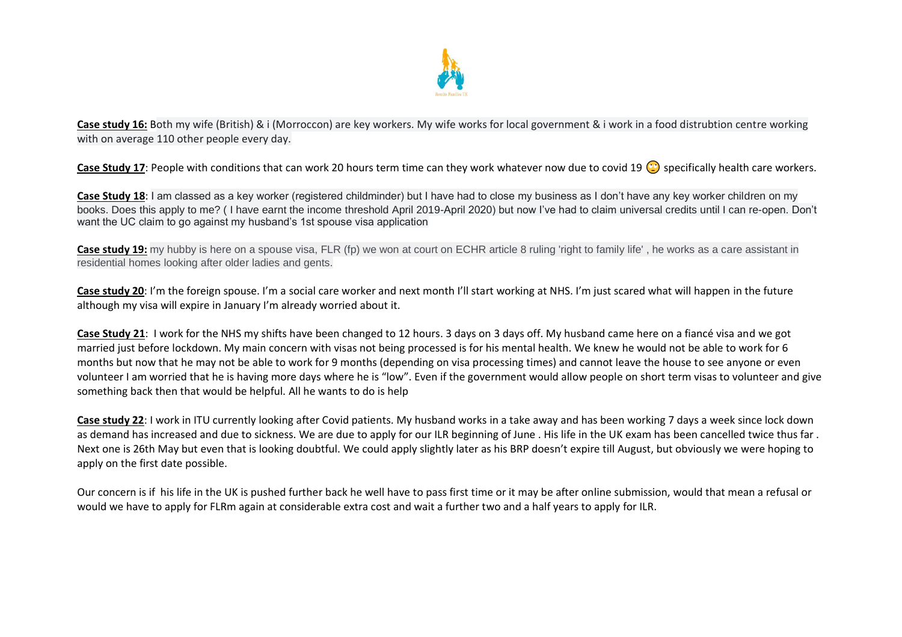**Case study 16:** Both my wife (British) & i (Morroccon) are key workers. My wife works for local government & i work in a food distrubtion centre working with on average 110 other people every day.

**Case Study 17**: People with conditions that can work 20 hours term time can they work whatever now due to covid 19 🙄 specifically health care workers.

**Case Study 18**: I am classed as a key worker (registered childminder) but I have had to close my business as I don't have any key worker children on my books. Does this apply to me? ( I have earnt the income threshold April 2019-April 2020) but now I've had to claim universal credits until I can re-open. Don't want the UC claim to go against my husband's 1st spouse visa application

**Case study 19:** my hubby is here on a spouse visa, FLR (fp) we won at court on ECHR article 8 ruling 'right to family life' , he works as a care assistant in residential homes looking after older ladies and gents.

**Case study 20**: I'm the foreign spouse. I'm a social care worker and next month I'll start working at NHS. I'm just scared what will happen in the future although my visa will expire in January I'm already worried about it.

**Case Study 21**: I work for the NHS my shifts have been changed to 12 hours. 3 days on 3 days off. My husband came here on a fiancé visa and we got married just before lockdown. My main concern with visas not being processed is for his mental health. We knew he would not be able to work for 6 months but now that he may not be able to work for 9 months (depending on visa processing times) and cannot leave the house to see anyone or even volunteer I am worried that he is having more days where he is "low". Even if the government would allow people on short term visas to volunteer and give something back then that would be helpful. All he wants to do is help

**Case study 22**: I work in ITU currently looking after Covid patients. My husband works in a take away and has been working 7 days a week since lock down as demand has increased and due to sickness. We are due to apply for our ILR beginning of June . His life in the UK exam has been cancelled twice thus far . Next one is 26th May but even that is looking doubtful. We could apply slightly later as his BRP doesn't expire till August, but obviously we were hoping to apply on the first date possible.

Our concern is if his life in the UK is pushed further back he well have to pass first time or it may be after online submission, would that mean a refusal or would we have to apply for FLRm again at considerable extra cost and wait a further two and a half years to apply for ILR.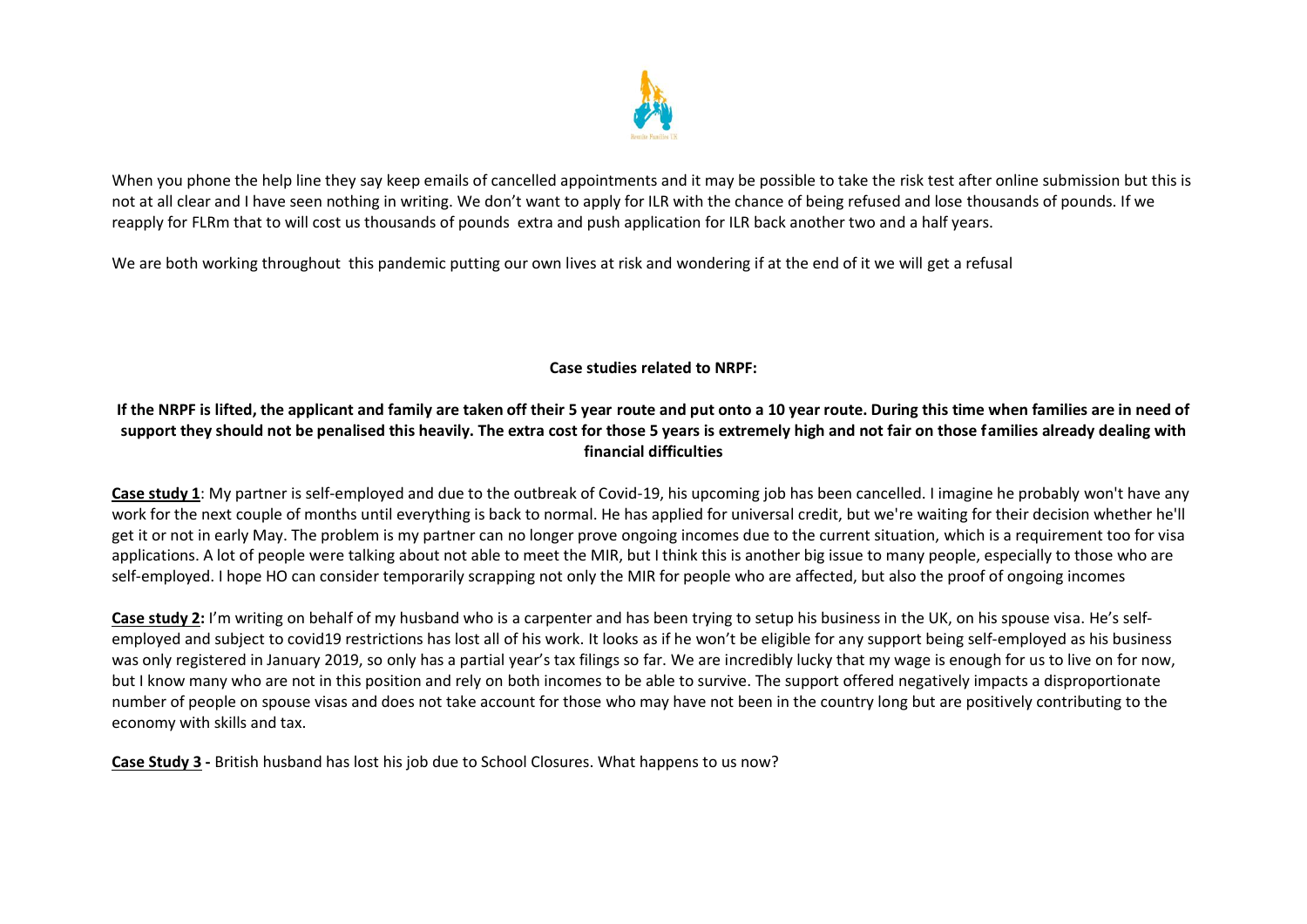When you phone the help line they say keep emails of cancelled appointments and it may be possible to take the risk test after online submission but this is not at all clear and I have seen nothing in writing. We don't want to apply for ILR with the chance of being refused and lose thousands of pounds. If we reapply for FLRm that to will cost us thousands of pounds  extra and push application for ILR back another two and a half years.

We are both working throughout  this pandemic putting our own lives at risk and wondering if at the end of it we will get a refusal

**Case studies related to NRPF:**

**If the NRPF is lifted, the applicant and family are taken off their 5 year route and put onto a 10 year route. During this time when families are in need of support they should not be penalised this heavily. The extra cost for those 5 years is extremely high and not fair on those families already dealing with financial difficulties**

**Case study 1**: My partner is self-employed and due to the outbreak of Covid-19, his upcoming job has been cancelled. I imagine he probably won't have any work for the next couple of months until everything is back to normal. He has applied for universal credit, but we're waiting for their decision whether he'll get it or not in early May. The problem is my partner can no longer prove ongoing incomes due to the current situation, which is a requirement too for visa applications. A lot of people were talking about not able to meet the MIR, but I think this is another big issue to many people, especially to those who are self-employed. I hope HO can consider temporarily scrapping not only the MIR for people who are affected, but also the proof of ongoing incomes

**Case study 2:** I'm writing on behalf of my husband who is a carpenter and has been trying to setup his business in the UK, on his spouse visa. He's self-employed and subject to covid19 restrictions has lost all of his work. It looks as if he won't be eligible for any support being self-employed as his business was only registered in January 2019, so only has a partial year's tax filings so far. We are incredibly lucky that my wage is enough for us to live on for now, but I know many who are not in this position and rely on both incomes to be able to survive. The support offered negatively impacts a disproportionate number of people on spouse visas and does not take account for those who may have not been in the country long but are positively contributing to the economy with skills and tax.

**Case Study 3 -** British husband has lost his job due to School Closures. What happens to us now?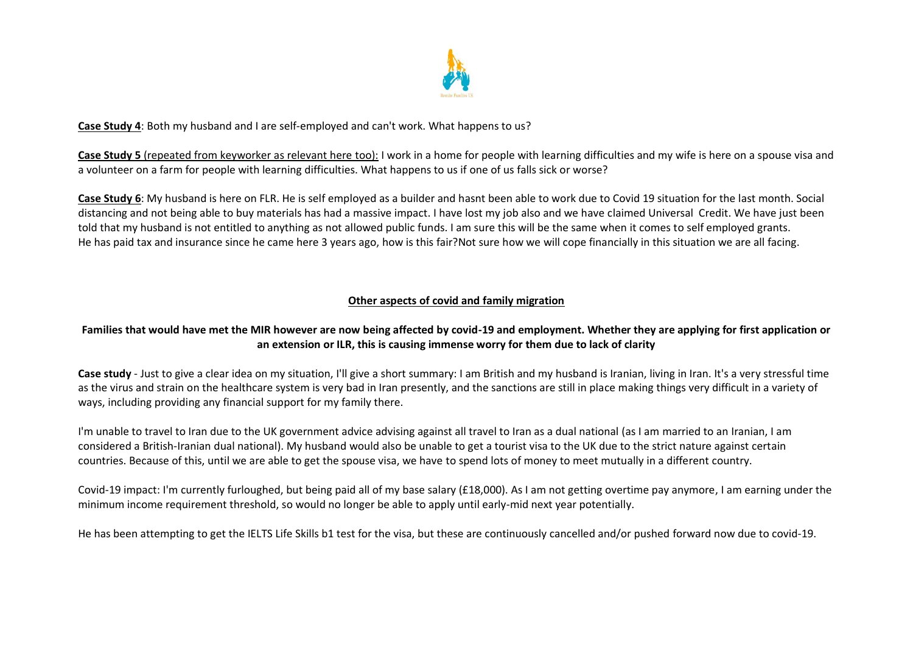**Case Study 4**: Both my husband and I are self-employed and can't work. What happens to us?

**Case Study 5** (repeated from keyworker as relevant here too): I work in a home for people with learning difficulties and my wife is here on a spouse visa and a volunteer on a farm for people with learning difficulties. What happens to us if one of us falls sick or worse?

**Case Study 6**: My husband is here on FLR. He is self employed as a builder and hasnt been able to work due to Covid 19 situation for the last month. Social distancing and not being able to buy materials has had a massive impact. I have lost my job also and we have claimed Universal Credit. We have just been told that my husband is not entitled to anything as not allowed public funds. I am sure this will be the same when it comes to self employed grants. He has paid tax and insurance since he came here 3 years ago, how is this fair?Not sure how we will cope financially in this situation we are all facing.

## Other aspects of covid and family migration

### Families that would have met the MIR however are now being affected by covid-19 and employment. Whether they are applying for first application or an extension or ILR, this is causing immense worry for them due to lack of clarity

**Case study** - Just to give a clear idea on my situation, I'll give a short summary: I am British and my husband is Iranian, living in Iran. It's a very stressful time as the virus and strain on the healthcare system is very bad in Iran presently, and the sanctions are still in place making things very difficult in a variety of ways, including providing any financial support for my family there.

I'm unable to travel to Iran due to the UK government advice advising against all travel to Iran as a dual national (as I am married to an Iranian, I am considered a British-Iranian dual national). My husband would also be unable to get a tourist visa to the UK due to the strict nature against certain countries. Because of this, until we are able to get the spouse visa, we have to spend lots of money to meet mutually in a different country.

Covid-19 impact: I'm currently furloughed, but being paid all of my base salary (£18,000). As I am not getting overtime pay anymore, I am earning under the minimum income requirement threshold, so would no longer be able to apply until early-mid next year potentially.

He has been attempting to get the IELTS Life Skills b1 test for the visa, but these are continuously cancelled and/or pushed forward now due to covid-19.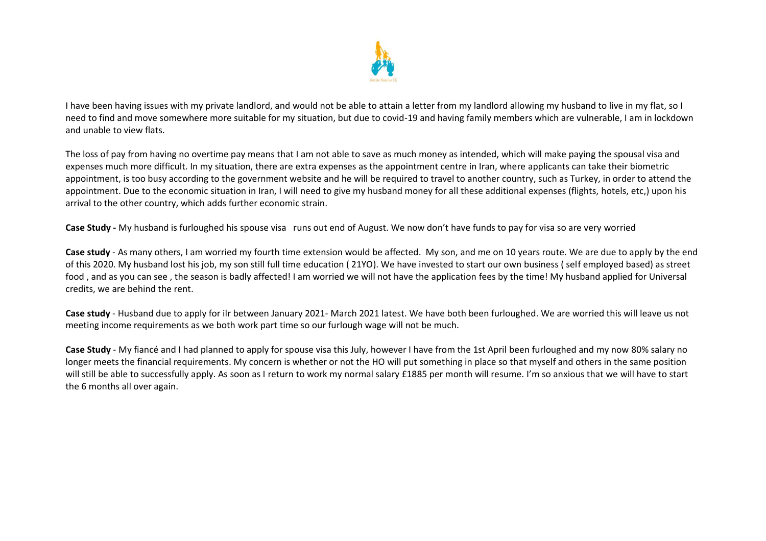I have been having issues with my private landlord, and would not be able to attain a letter from my landlord allowing my husband to live in my flat, so I need to find and move somewhere more suitable for my situation, but due to covid-19 and having family members which are vulnerable, I am in lockdown and unable to view flats.

The loss of pay from having no overtime pay means that I am not able to save as much money as intended, which will make paying the spousal visa and expenses much more difficult. In my situation, there are extra expenses as the appointment centre in Iran, where applicants can take their biometric appointment, is too busy according to the government website and he will be required to travel to another country, such as Turkey, in order to attend the appointment. Due to the economic situation in Iran, I will need to give my husband money for all these additional expenses (flights, hotels, etc,) upon his arrival to the other country, which adds further economic strain.

**Case Study -** My husband is furloughed his spouse visa runs out end of August. We now don't have funds to pay for visa so are very worried

**Case study** - As many others, I am worried my fourth time extension would be affected. My son, and me on 10 years route. We are due to apply by the end of this 2020. My husband lost his job, my son still full time education ( 21YO). We have invested to start our own business ( self employed based) as street food , and as you can see , the season is badly affected! I am worried we will not have the application fees by the time! My husband applied for Universal credits, we are behind the rent.

**Case study** - Husband due to apply for ilr between January 2021- March 2021 latest. We have both been furloughed. We are worried this will leave us not meeting income requirements as we both work part time so our furlough wage will not be much.

**Case Study** - My fiancé and I had planned to apply for spouse visa this July, however I have from the 1st April been furloughed and my now 80% salary no longer meets the financial requirements. My concern is whether or not the HO will put something in place so that myself and others in the same position will still be able to successfully apply. As soon as I return to work my normal salary £1885 per month will resume. I'm so anxious that we will have to start the 6 months all over again.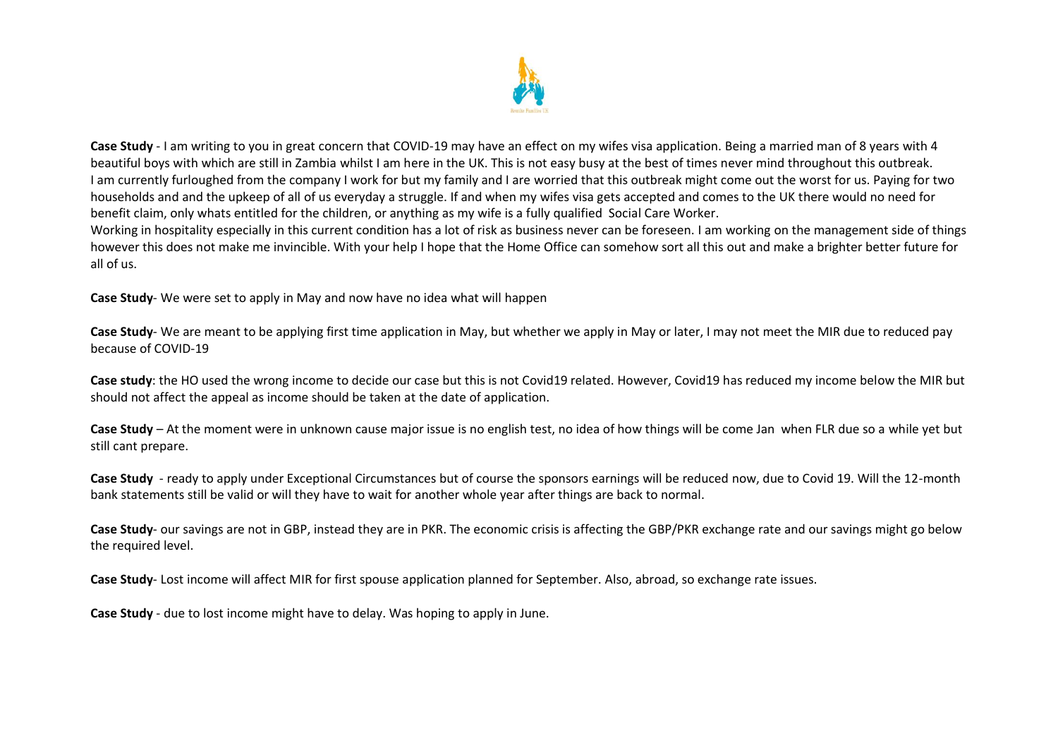**Case Study** - I am writing to you in great concern that COVID-19 may have an effect on my wifes visa application. Being a married man of 8 years with 4 beautiful boys with which are still in Zambia whilst I am here in the UK. This is not easy busy at the best of times never mind throughout this outbreak. I am currently furloughed from the company I work for but my family and I are worried that this outbreak might come out the worst for us. Paying for two households and and the upkeep of all of us everyday a struggle. If and when my wifes visa gets accepted and comes to the UK there would no need for benefit claim, only whats entitled for the children, or anything as my wife is a fully qualified Social Care Worker.
Working in hospitality especially in this current condition has a lot of risk as business never can be foreseen. I am working on the management side of things however this does not make me invincible. With your help I hope that the Home Office can somehow sort all this out and make a brighter better future for all of us.

**Case Study**- We were set to apply in May and now have no idea what will happen

**Case Study**- We are meant to be applying first time application in May, but whether we apply in May or later, I may not meet the MIR due to reduced pay because of COVID-19

**Case study**: the HO used the wrong income to decide our case but this is not Covid19 related. However, Covid19 has reduced my income below the MIR but should not affect the appeal as income should be taken at the date of application.

**Case Study** – At the moment were in unknown cause major issue is no english test, no idea of how things will be come Jan when FLR due so a while yet but still cant prepare.

**Case Study** - ready to apply under Exceptional Circumstances but of course the sponsors earnings will be reduced now, due to Covid 19. Will the 12-month bank statements still be valid or will they have to wait for another whole year after things are back to normal.

**Case Study**- our savings are not in GBP, instead they are in PKR. The economic crisis is affecting the GBP/PKR exchange rate and our savings might go below the required level.

**Case Study**- Lost income will affect MIR for first spouse application planned for September. Also, abroad, so exchange rate issues.

**Case Study** - due to lost income might have to delay. Was hoping to apply in June.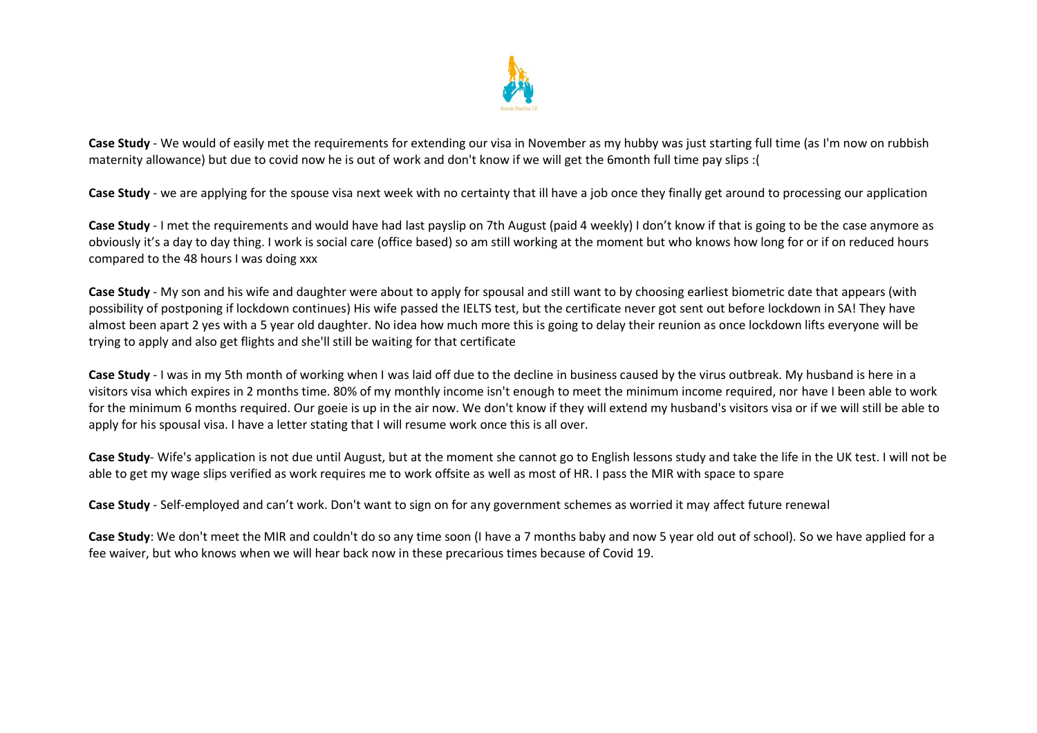**Case Study** - We would of easily met the requirements for extending our visa in November as my hubby was just starting full time (as I'm now on rubbish maternity allowance) but due to covid now he is out of work and don't know if we will get the 6month full time pay slips :(

**Case Study** - we are applying for the spouse visa next week with no certainty that ill have a job once they finally get around to processing our application

**Case Study** - I met the requirements and would have had last payslip on 7th August (paid 4 weekly) I don't know if that is going to be the case anymore as obviously it's a day to day thing. I work is social care (office based) so am still working at the moment but who knows how long for or if on reduced hours compared to the 48 hours I was doing xxx

**Case Study** - My son and his wife and daughter were about to apply for spousal and still want to by choosing earliest biometric date that appears (with possibility of postponing if lockdown continues) His wife passed the IELTS test, but the certificate never got sent out before lockdown in SA! They have almost been apart 2 yes with a 5 year old daughter. No idea how much more this is going to delay their reunion as once lockdown lifts everyone will be trying to apply and also get flights and she'll still be waiting for that certificate

**Case Study** - I was in my 5th month of working when I was laid off due to the decline in business caused by the virus outbreak. My husband is here in a visitors visa which expires in 2 months time. 80% of my monthly income isn't enough to meet the minimum income required, nor have I been able to work for the minimum 6 months required. Our goeie is up in the air now. We don't know if they will extend my husband's visitors visa or if we will still be able to apply for his spousal visa. I have a letter stating that I will resume work once this is all over.

**Case Study**- Wife's application is not due until August, but at the moment she cannot go to English lessons study and take the life in the UK test. I will not be able to get my wage slips verified as work requires me to work offsite as well as most of HR. I pass the MIR with space to spare

**Case Study** - Self-employed and can't work. Don't want to sign on for any government schemes as worried it may affect future renewal

**Case Study**: We don't meet the MIR and couldn't do so any time soon (I have a 7 months baby and now 5 year old out of school). So we have applied for a fee waiver, but who knows when we will hear back now in these precarious times because of Covid 19.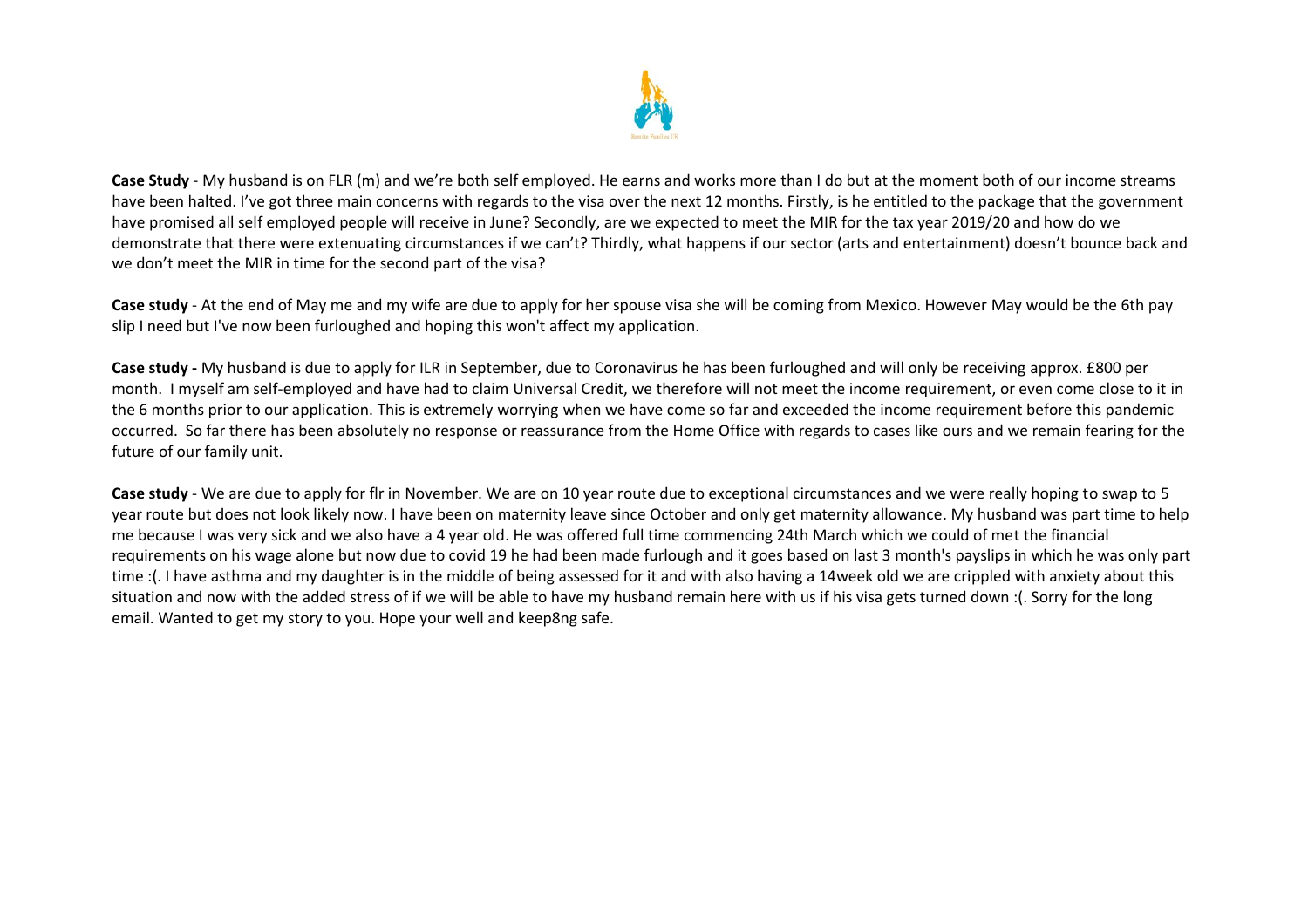**Case Study** - My husband is on FLR (m) and we're both self employed. He earns and works more than I do but at the moment both of our income streams have been halted. I've got three main concerns with regards to the visa over the next 12 months. Firstly, is he entitled to the package that the government have promised all self employed people will receive in June? Secondly, are we expected to meet the MIR for the tax year 2019/20 and how do we demonstrate that there were extenuating circumstances if we can't? Thirdly, what happens if our sector (arts and entertainment) doesn't bounce back and we don't meet the MIR in time for the second part of the visa?

**Case study** - At the end of May me and my wife are due to apply for her spouse visa she will be coming from Mexico. However May would be the 6th pay slip I need but I've now been furloughed and hoping this won't affect my application.

**Case study -** My husband is due to apply for ILR in September, due to Coronavirus he has been furloughed and will only be receiving approx. £800 per month. I myself am self-employed and have had to claim Universal Credit, we therefore will not meet the income requirement, or even come close to it in the 6 months prior to our application. This is extremely worrying when we have come so far and exceeded the income requirement before this pandemic occurred. So far there has been absolutely no response or reassurance from the Home Office with regards to cases like ours and we remain fearing for the future of our family unit.

**Case study** - We are due to apply for flr in November. We are on 10 year route due to exceptional circumstances and we were really hoping to swap to 5 year route but does not look likely now. I have been on maternity leave since October and only get maternity allowance. My husband was part time to help me because I was very sick and we also have a 4 year old. He was offered full time commencing 24th March which we cold of met the financial requirements on his wage alone but now due to covid 19 he had been made furlough and it goes based on last 3 month's payslips in which he was only part time :(. I have asthma and my daughter is in the middle of being assessed for it and with also having a 14week old we are crippled with anxiety about this situation and now with the added stress of if we will be able to have my husband remain here with us if his visa gets turned down :(. Sorry for the long email. Wanted to get my story to you. Hope your well and keep8ng safe.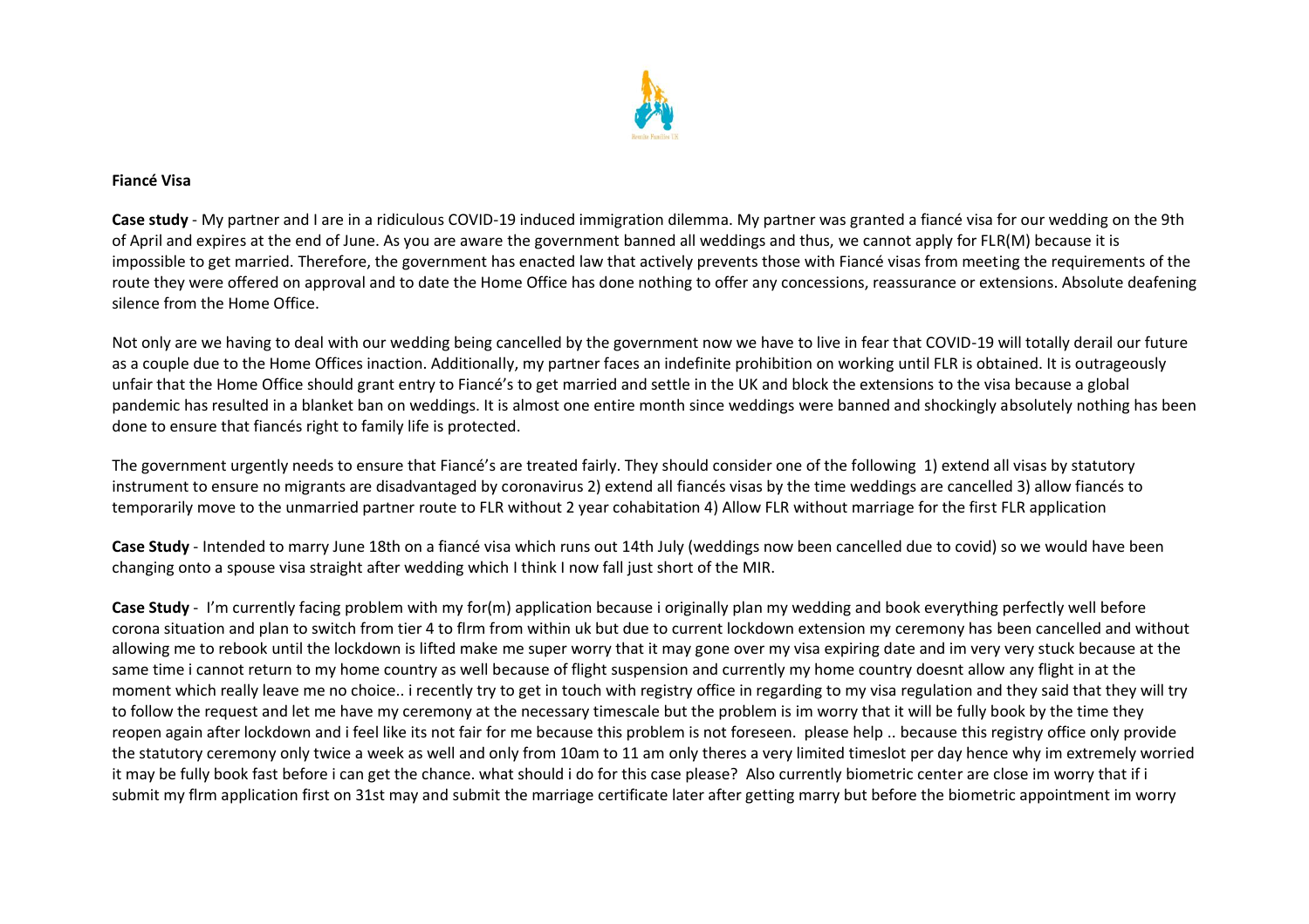**Fiancé Visa**

**Case study** - My partner and I are in a ridiculous COVID-19 induced immigration dilemma. My partner was granted a fiancé visa for our wedding on the 9th of April and expires at the end of June. As you are aware the government banned all weddings and thus, we cannot apply for FLR(M) because it is impossible to get married. Therefore, the government has enacted law that actively prevents those with Fiancé visas from meeting the requirements of the route they were offered on approval and to date the Home Office has done nothing to offer any concessions, reassurance or extensions. Absolute deafening silence from the Home Office.

Not only are we having to deal with our wedding being cancelled by the government now we have to live in fear that COVID-19 will totally derail our future as a couple due to the Home Offices inaction. Additionally, my partner faces an indefinite prohibition on working until FLR is obtained. It is outrageously unfair that the Home Office should grant entry to Fiancé's to get married and settle in the UK and block the extensions to the visa because a global pandemic has resulted in a blanket ban on weddings. It is almost one entire month since weddings were banned and shockingly absolutely nothing has been done to ensure that fiancés right to family life is protected.

The government urgently needs to ensure that Fiancé's are treated fairly. They should consider one of the following 1) extend all visas by statutory instrument to ensure no migrants are disadvantaged by coronavirus 2) extend all fiancés visas by the time weddings are cancelled 3) allow fiancés to temporarily move to the unmarried partner route to FLR without 2 year cohabitation 4) Allow FLR without marriage for the first FLR application

**Case Study** - Intended to marry June 18th on a fiancé visa which runs out 14th July (weddings now been cancelled due to covid) so we would have been changing onto a spouse visa straight after wedding which I think I now fall just short of the MIR.

**Case Study** - I'm currently facing problem with my for(m) application because i originally plan my wedding and book everything perfectly well before corona situation and plan to switch from tier 4 to flrm from within uk but due to current lockdown extension my ceremony has been cancelled and without allowing me to rebook until the lockdown is lifted make me super worry that it may gone over my visa expiring date and im very very stuck because at the same time i cannot return to my home country as well because of flight suspension and currently my home country doesnt allow any flight in at the moment which really leave me no choice.. i recently try to get in touch with registry office in regarding to my visa regulation and they said that they will try to follow the request and let me have my ceremony at the necessary timescale but the problem is im worry that it will be fully book by the time they reopen again after lockdown and i feel like its not fair for me because this problem is not foreseen. please help .. because this registry office only provide the statutory ceremony only twice a week as well and only from 10am to 11 am only theres a very limited timeslot per day hence why im extremely worried it may be fully book fast before i can get the chance. what should i do for this case please? Also currently biometric center are close im worry that if i submit my flrm application first on 31st may and submit the marriage certificate later after getting marry but before the biometric appointment im worry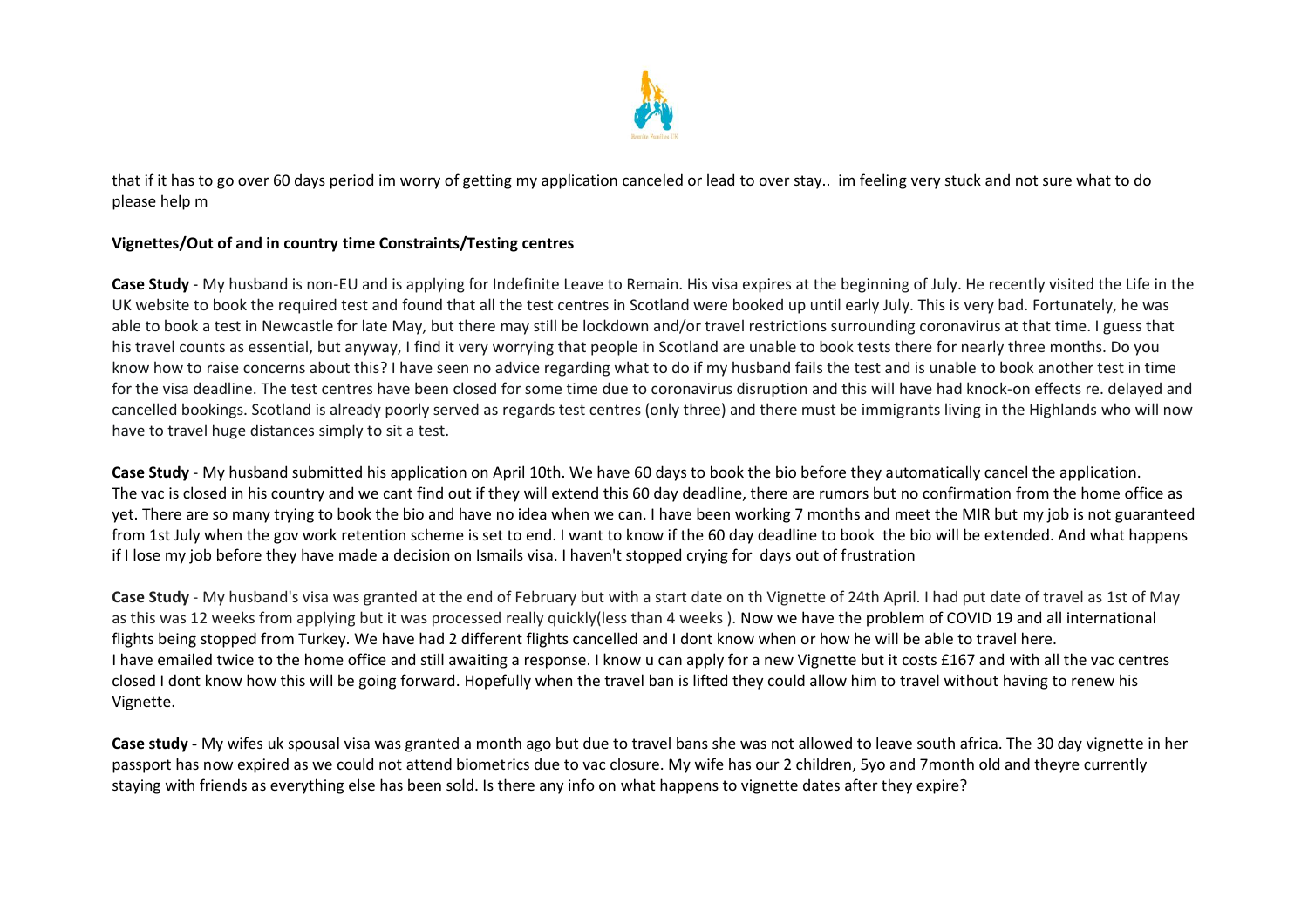that if it has to go over 60 days period im worry of getting my application canceled or lead to over stay.. im feeling very stuck and not sure what to do please help m

**Vignettes/Out of and in country time Constraints/Testing centres**

**Case Study** - My husband is non-EU and is applying for Indefinite Leave to Remain. His visa expires at the beginning of July. He recently visited the Life in the UK website to book the required test and found that all the test centres in Scotland were booked up until early July. This is very bad. Fortunately, he was able to book a test in Newcastle for late May, but there may still be lockdown and/or travel restrictions surrounding coronavirus at that time. I guess that his travel counts as essential, but anyway, I find it very worrying that people in Scotland are unable to book tests there for nearly three months. Do you know how to raise concerns about this? I have seen no advice regarding what to do if my husband fails the test and is unable to book another test in time for the visa deadline. The test centres have been closed for some time due to coronavirus disruption and this will have had knock-on effects re. delayed and cancelled bookings. Scotland is already poorly served as regards test centres (only three) and there must be immigrants living in the Highlands who will now have to travel huge distances simply to sit a test.

**Case Study** - My husband submitted his application on April 10th. We have 60 days to book the bio before they automatically cancel the application. The vac is closed in his country and we cant find out if they will extend this 60 day deadline, there are rumors but no confirmation from the home office as yet. There are so many trying to book the bio and have no idea when we can. I have been working 7 months and meet the MIR but my job is not guaranteed from 1st July when the gov work retention scheme is set to end. I want to know if the 60 day deadline to book the bio will be extended. And what happens if I lose my job before they have made a decision on Ismails visa. I haven't stopped crying for days out of frustration

**Case Study** - My husband's visa was granted at the end of February but with a start date on th Vignette of 24th April. I had put date of travel as 1st of May as this was 12 weeks from applying but it was processed really quickly(less than 4 weeks ). Now we have the problem of COVID 19 and all international flights being stopped from Turkey. We have had 2 different flights cancelled and I dont know when or how he will be able to travel here. I have emailed twice to the home office and still awaiting a response. I know u can apply for a new Vignette but it costs £167 and with all the vac centres closed I dont know how this will be going forward. Hopefully when the travel ban is lifted they could allow him to travel without having to renew his Vignette.

**Case study -** My wifes uk spousal visa was granted a month ago but due to travel bans she was not allowed to leave south africa. The 30 day vignette in her passport has now expired as we could not attend biometrics due to vac closure. My wife has our 2 children, 5yo and 7month old and theyre currently staying with friends as everything else has been sold. Is there any info on what happens to vignette dates after they expire?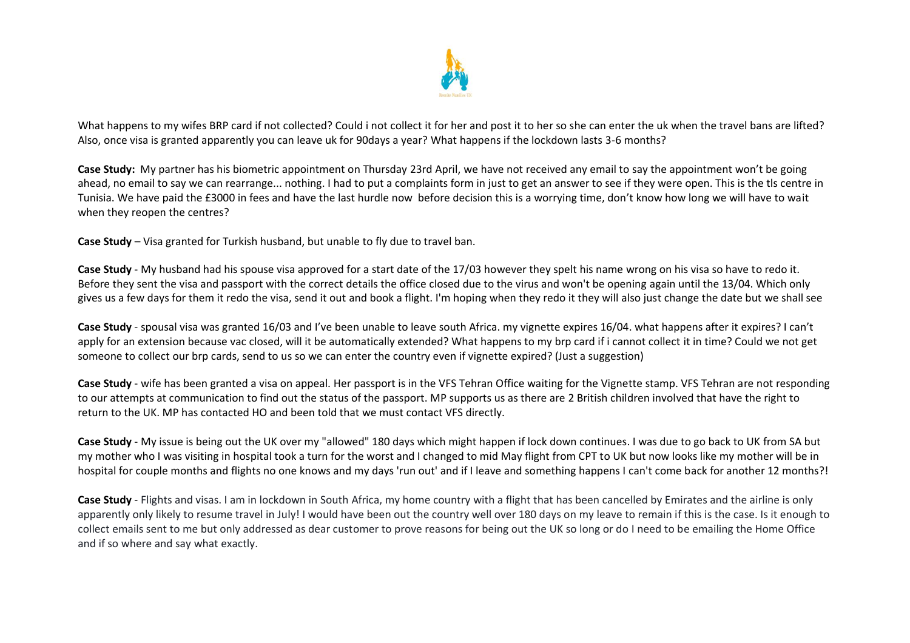What happens to my wifes BRP card if not collected? Could i not collect it for her and post it to her so she can enter the uk when the travel bans are lifted? Also, once visa is granted apparently you can leave uk for 90days a year? What happens if the lockdown lasts 3-6 months?

**Case Study:** My partner has his biometric appointment on Thursday 23rd April, we have not received any email to say the appointment won't be going ahead, no email to say we can rearrange... nothing. I had to put a complaints form in just to get an answer to see if they were open. This is the tls centre in Tunisia. We have paid the £3000 in fees and have the last hurdle now before decision this is a worrying time, don't know how long we will have to wait when they reopen the centres?

**Case Study** – Visa granted for Turkish husband, but unable to fly due to travel ban.

**Case Study** - My husband had his spouse visa approved for a start date of the 17/03 however they spelt his name wrong on his visa so have to redo it. Before they sent the visa and passport with the correct details the office closed due to the virus and won't be opening again until the 13/04. Which only gives us a few days for them it redo the visa, send it out and book a flight. I'm hoping when they redo it they will also just change the date but we shall see

**Case Study** - spousal visa was granted 16/03 and I've been unable to leave south Africa. my vignette expires 16/04. what happens after it expires? I can't apply for an extension because vac closed, will it be automatically extended? What happens to my brp card if i cannot collect it in time? Could we not get someone to collect our brp cards, send to us so we can enter the country even if vignette expired? (Just a suggestion)

**Case Study** - wife has been granted a visa on appeal. Her passport is in the VFS Tehran Office waiting for the Vignette stamp. VFS Tehran are not responding to our attempts at communication to find out the status of the passport. MP supports us as there are 2 British children involved that have the right to return to the UK. MP has contacted HO and been told that we must contact VFS directly.

**Case Study** - My issue is being out the UK over my "allowed" 180 days which might happen if lock down continues. I was due to go back to UK from SA but my mother who I was visiting in hospital took a turn for the worst and I changed to mid May flight from CPT to UK but now looks like my mother will be in hospital for couple months and flights no one knows and my days 'run out' and if I leave and something happens I can't come back for another 12 months?!

**Case Study** - Flights and visas. I am in lockdown in South Africa, my home country with a flight that has been cancelled by Emirates and the airline is only apparently only likely to resume travel in July! I would have been out the country well over 180 days on my leave to remain if this is the case. Is it enough to collect emails sent to me but only addressed as dear customer to prove reasons for being out the UK so long or do I need to be emailing the Home Office and if so where and say what exactly.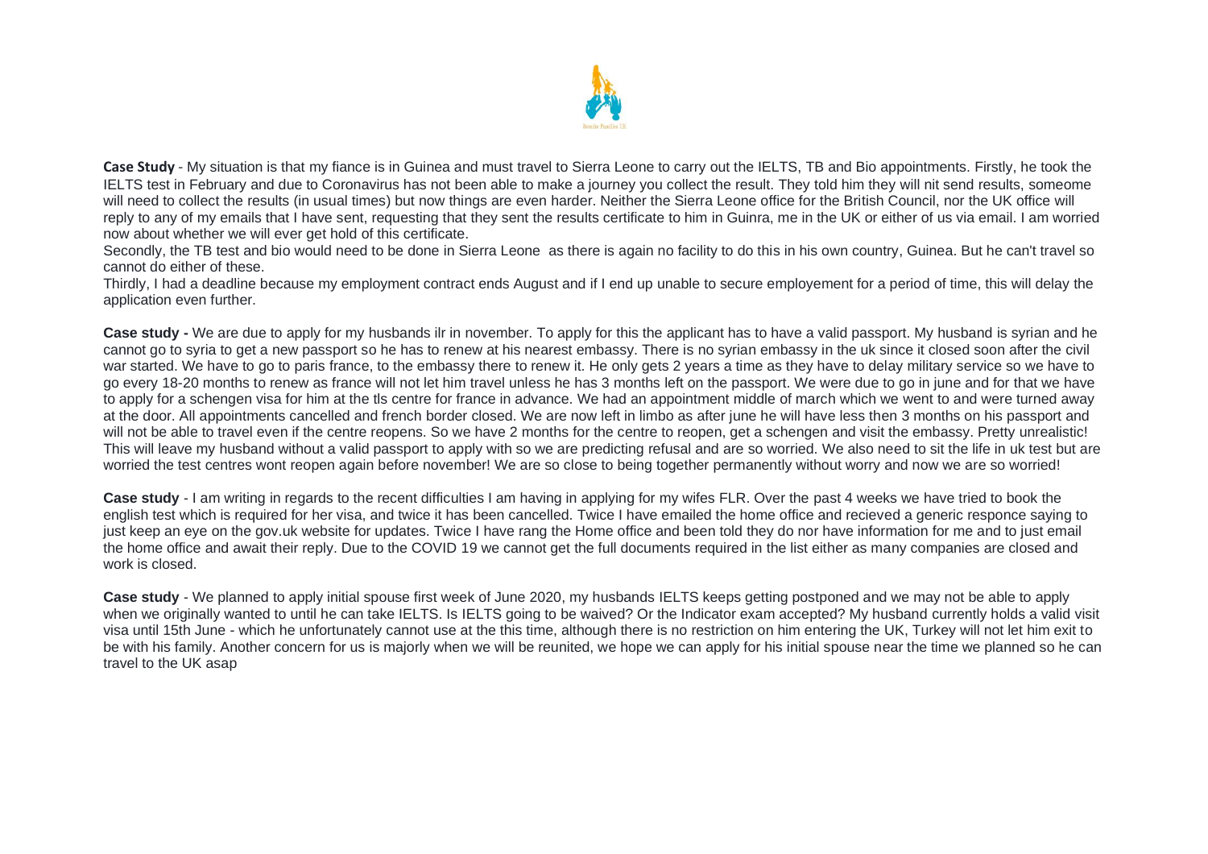**Case Study** - My situation is that my fiance is in Guinea and must travel to Sierra Leone to carry out the IELTS, TB and Bio appointments. Firstly, he took the IELTS test in February and due to Coronavirus has not been able to make a journey you collect the result. They told him they will nit send results, someome will need to collect the results (in usual times) but now things are even harder. Neither the Sierra Leone office for the British Council, nor the UK office will reply to any of my emails that I have sent, requesting that they sent the results certificate to him in Guinra, me in the UK or either of us via email. I am worried now about whether we will ever get hold of this certificate.
Secondly, the TB test and bio would need to be done in Sierra Leone as there is again no facility to do this in his own country, Guinea. But he can't travel so cannot do either of these.
Thirdly, I had a deadline because my employment contract ends August and if I end up unable to secure employement for a period of time, this will delay the application even further.

**Case study -** We are due to apply for my husbands ilr in november. To apply for this the applicant has to have a valid passport. My husband is syrian and he cannot go to syria to get a new passport so he has to renew at his nearest embassy. There is no syrian embassy in the uk since it closed soon after the civil war started. We have to go to paris france, to the embassy there to renew it. He only gets 2 years a time as they have to delay military service so we have to go every 18-20 months to renew as france will not let him travel unless he has 3 months left on the passport. We were due to go in june and for that we have to apply for a schengen visa for him at the tls centre for france in advance. We had an appointment middle of march which we went to and were turned away at the door. All appointments cancelled and french border closed. We are now left in limbo as after june he will have less then 3 months on his passport and will not be able to travel even if the centre reopens. So we have 2 months for the centre to reopen, get a schengen and visit the embassy. Pretty unrealistic! This will leave my husband without a valid passport to apply with so we are predicting refusal and are so worried. We also need to sit the life in uk test but are worried the test centres wont reopen again before november! We are so close to being together permanently without worry and now we are so worried!

**Case study** - I am writing in regards to the recent difficulties I am having in applying for my wifes FLR. Over the past 4 weeks we have tried to book the english test which is required for her visa, and twice it has been cancelled. Twice I have emailed the home office and recieved a generic responce saying to just keep an eye on the gov.uk website for updates. Twice I have rang the Home office and been told they do nor have information for me and to just email the home office and await their reply. Due to the COVID 19 we cannot get the full documents required in the list either as many companies are closed and work is closed.

**Case study** - We planned to apply initial spouse first week of June 2020, my husbands IELTS keeps getting postponed and we may not be able to apply when we originally wanted to until he can take IELTS. Is IELTS going to be waived? Or the Indicator exam accepted? My husband currently holds a valid visit visa until 15th June - which he unfortunately cannot use at the this time, although there is no restriction on him entering the UK, Turkey will not let him exit to be with his family. Another concern for us is majorly when we will be reunited, we hope we can apply for his initial spouse near the time we planned so he can travel to the UK asap